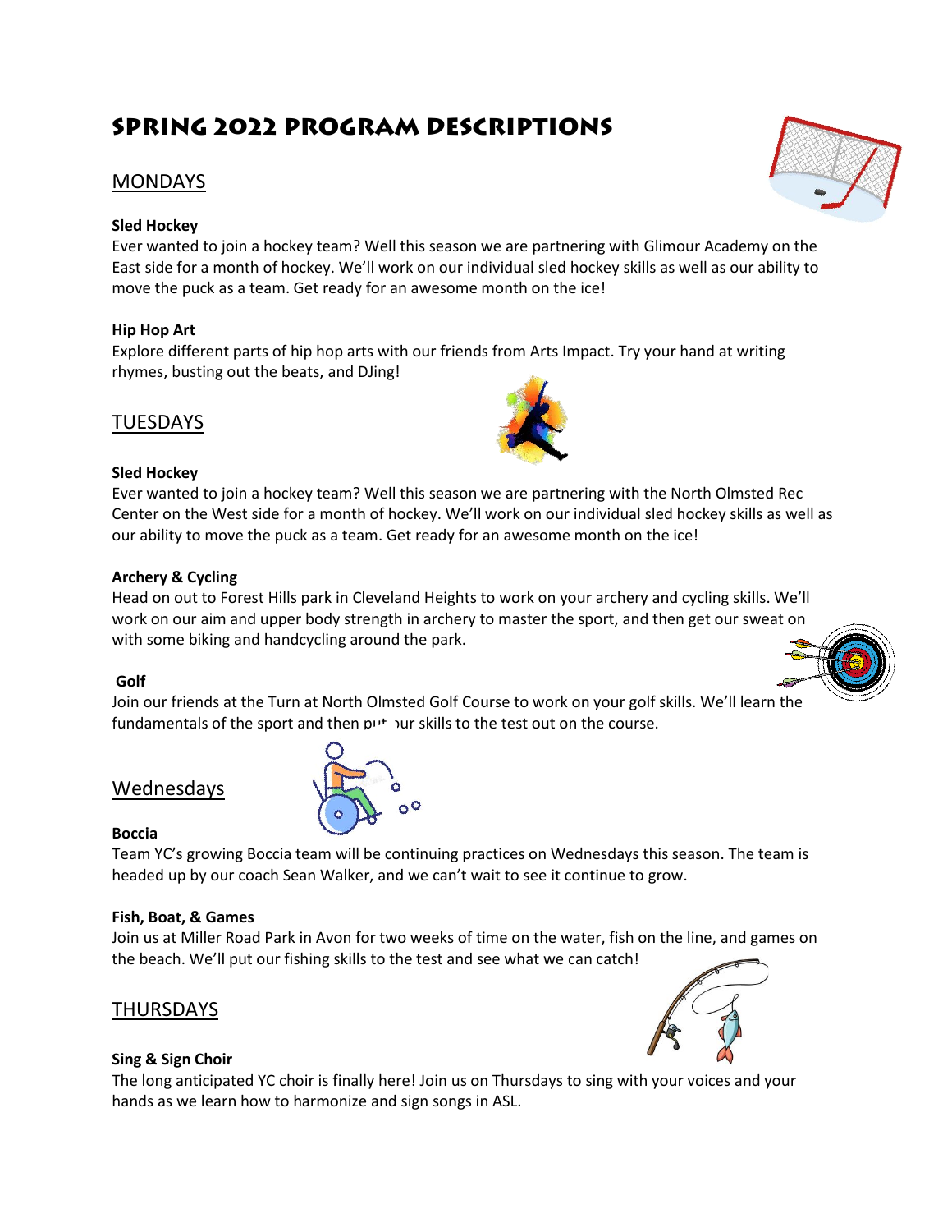# Spring 2022 Program Descriptions

## MONDAYS

**Sled Hockey**

Ever wanted to join a hockey team? Well this season we are partnering with Glimour Academy on the East side for a month of hockey. We'll work on our individual sled hockey skills as well as our ability to move the puck as a team. Get ready for an awesome month on the ice!

**Hip Hop Art**

Explore different parts of hip hop arts with our friends from Arts Impact. Try your hand at writing rhymes, busting out the beats, and DJing!

## TUESDAYS

**Sled Hockey**

Ever wanted to join a hockey team? Well this season we are partnering with the North Olmsted Rec Center on the West side for a month of hockey. We'll work on our individual sled hockey skills as well as our ability to move the puck as a team. Get ready for an awesome month on the ice!

**Archery & Cycling**

Head on out to Forest Hills park in Cleveland Heights to work on your archery and cycling skills. We'll work on our aim and upper body strength in archery to master the sport, and then get our sweat on with some biking and handcycling around the park.

**Golf**

Join our friends at the Turn at North Olmsted Golf Course to work on your golf skills. We'll learn the fundamentals of the sport and then put your skills to the test out on the course.

## Wednesdays

**Boccia**

Team YC's growing Boccia team will be continuing practices on Wednesdays this season. The team is headed up by our coach Sean Walker, and we can't wait to see it continue to grow.

**Fish, Boat, & Games**

Join us at Miller Road Park in Avon for two weeks of time on the water, fish on the line, and games on the beach. We'll put our fishing skills to the test and see what we can catch!

## THURSDAYS

**Sing & Sign Choir**

The long anticipated YC choir is finally here! Join us on Thursdays to sing with your voices and your hands as we learn how to harmonize and sign songs in ASL.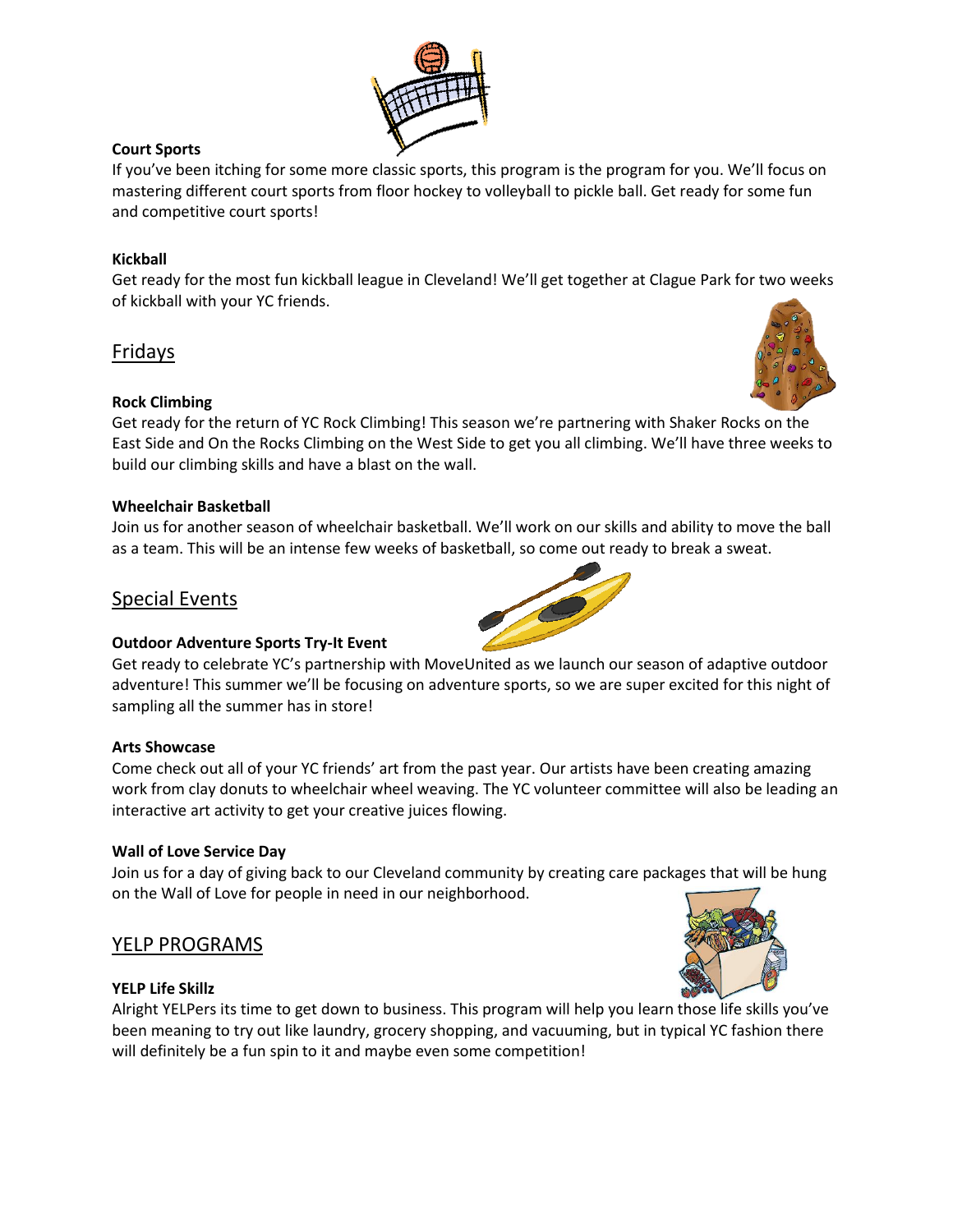### Court Sports

If you've been itching for some more classic sports, this program is the program for you. We'll focus on mastering different court sports from floor hockey to volleyball to pickle ball. Get ready for some fun and competitive court sports!

### Kickball

Get ready for the most fun kickball league in Cleveland! We'll get together at Clague Park for two weeks of kickball with your YC friends.

## Fridays

### Rock Climbing

Get ready for the return of YC Rock Climbing! This season we're partnering with Shaker Rocks on the East Side and On the Rocks Climbing on the West Side to get you all climbing. We'll have three weeks to build our climbing skills and have a blast on the wall.

### Wheelchair Basketball

Join us for another season of wheelchair basketball. We'll work on our skills and ability to move the ball as a team. This will be an intense few weeks of basketball, so come out ready to break a sweat.

## Special Events

### Outdoor Adventure Sports Try-It Event

Get ready to celebrate YC's partnership with MoveUnited as we launch our season of adaptive outdoor adventure! This summer we'll be focusing on adventure sports, so we are super excited for this night of sampling all the summer has in store!

### Arts Showcase

Come check out all of your YC friends' art from the past year. Our artists have been creating amazing work from clay donuts to wheelchair wheel weaving. The YC volunteer committee will also be leading an interactive art activity to get your creative juices flowing.

### Wall of Love Service Day

Join us for a day of giving back to our Cleveland community by creating care packages that will be hung on the Wall of Love for people in need in our neighborhood.

## YELP PROGRAMS

### YELP Life Skillz

Alright YELPers its time to get down to business. This program will help you learn those life skills you've been meaning to try out like laundry, grocery shopping, and vacuuming, but in typical YC fashion there will definitely be a fun spin to it and maybe even some competition!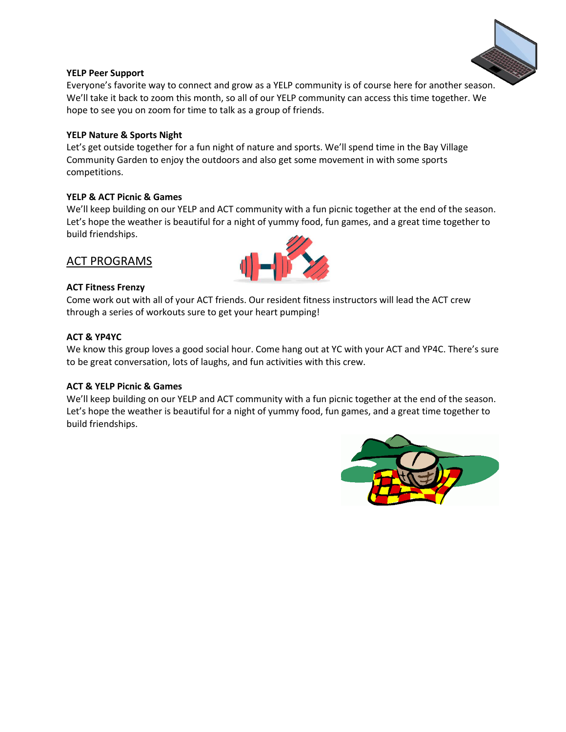**YELP Peer Support**
Everyone's favorite way to connect and grow as a YELP community is of course here for another season. We'll take it back to zoom this month, so all of our YELP community can access this time together. We hope to see you on zoom for time to talk as a group of friends.

**YELP Nature & Sports Night**
Let's get outside together for a fun night of nature and sports. We'll spend time in the Bay Village Community Garden to enjoy the outdoors and also get some movement in with some sports competitions.

**YELP & ACT Picnic & Games**
We'll keep building on our YELP and ACT community with a fun picnic together at the end of the season. Let's hope the weather is beautiful for a night of yummy food, fun games, and a great time together to build friendships.

## ACT PROGRAMS

**ACT Fitness Frenzy**
Come work out with all of your ACT friends. Our resident fitness instructors will lead the ACT crew through a series of workouts sure to get your heart pumping!

**ACT & YP4YC**
We know this group loves a good social hour. Come hang out at YC with your ACT and YP4C. There's sure to be great conversation, lots of laughs, and fun activities with this crew.

**ACT & YELP Picnic & Games**
We'll keep building on our YELP and ACT community with a fun picnic together at the end of the season. Let's hope the weather is beautiful for a night of yummy food, fun games, and a great time together to build friendships.